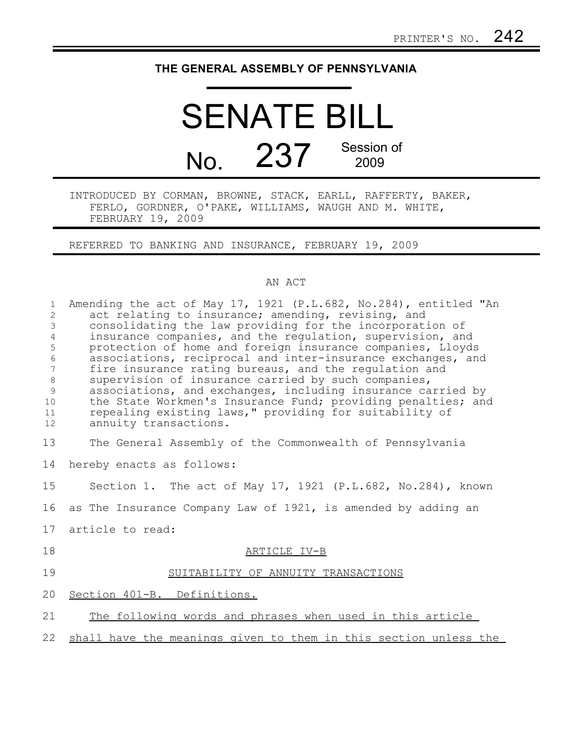PRINTER'S NO. 242

**THE GENERAL ASSEMBLY OF PENNSYLVANIA**

# SENATE BILL

## No. 237 Session of 2009

INTRODUCED BY CORMAN, BROWNE, STACK, EARLL, RAFFERTY, BAKER, FERLO, GORDNER, O'PAKE, WILLIAMS, WAUGH AND M. WHITE, FEBRUARY 19, 2009

REFERRED TO BANKING AND INSURANCE, FEBRUARY 19, 2009

AN ACT

Amending the act of May 17, 1921 (P.L.682, No.284), entitled "An act relating to insurance; amending, revising, and consolidating the law providing for the incorporation of insurance companies, and the regulation, supervision, and protection of home and foreign insurance companies, Lloyds associations, reciprocal and inter-insurance exchanges, and fire insurance rating bureaus, and the regulation and supervision of insurance carried by such companies, associations, and exchanges, including insurance carried by the State Workmen's Insurance Fund; providing penalties; and repealing existing laws," providing for suitability of annuity transactions.

The General Assembly of the Commonwealth of Pennsylvania hereby enacts as follows:

Section 1. The act of May 17, 1921 (P.L.682, No.284), known as The Insurance Company Law of 1921, is amended by adding an article to read:

ARTICLE IV-B

SUITABILITY OF ANNUITY TRANSACTIONS

Section 401-B. Definitions.

The following words and phrases when used in this article shall have the meanings given to them in this section unless the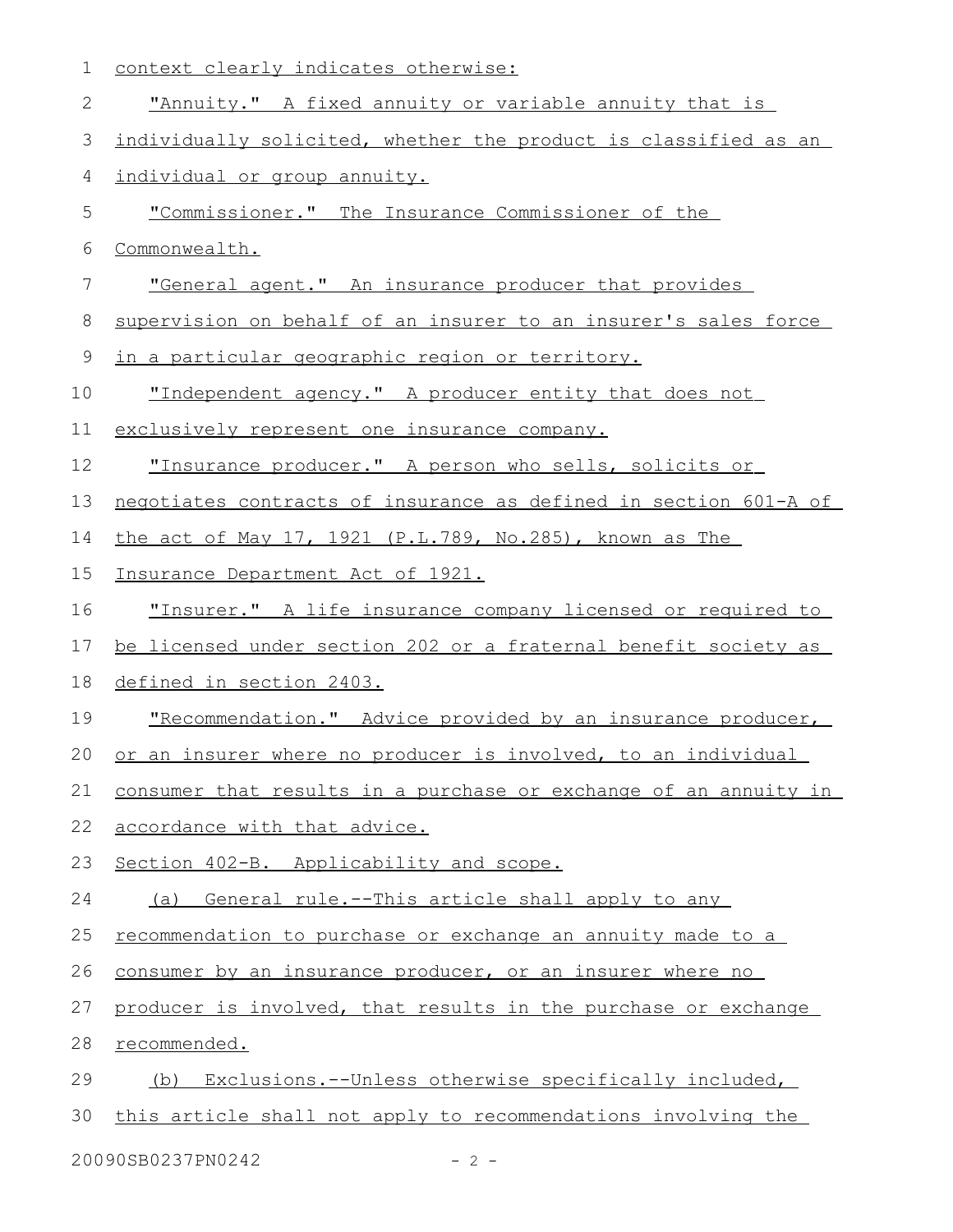context clearly indicates otherwise:

"Annuity." A fixed annuity or variable annuity that is individually solicited, whether the product is classified as an individual or group annuity.

"Commissioner." The Insurance Commissioner of the Commonwealth.

"General agent." An insurance producer that provides supervision on behalf of an insurer to an insurer's sales force in a particular geographic region or territory.

"Independent agency." A producer entity that does not exclusively represent one insurance company.

"Insurance producer." A person who sells, solicits or negotiates contracts of insurance as defined in section 601-A of the act of May 17, 1921 (P.L.789, No.285), known as The Insurance Department Act of 1921.

"Insurer." A life insurance company licensed or required to be licensed under section 202 or a fraternal benefit society as defined in section 2403.

"Recommendation." Advice provided by an insurance producer, or an insurer where no producer is involved, to an individual consumer that results in a purchase or exchange of an annuity in accordance with that advice.

Section 402-B. Applicability and scope.

(a) General rule.--This article shall apply to any recommendation to purchase or exchange an annuity made to a consumer by an insurance producer, or an insurer where no producer is involved, that results in the purchase or exchange recommended.

(b) Exclusions.--Unless otherwise specifically included, this article shall not apply to recommendations involving the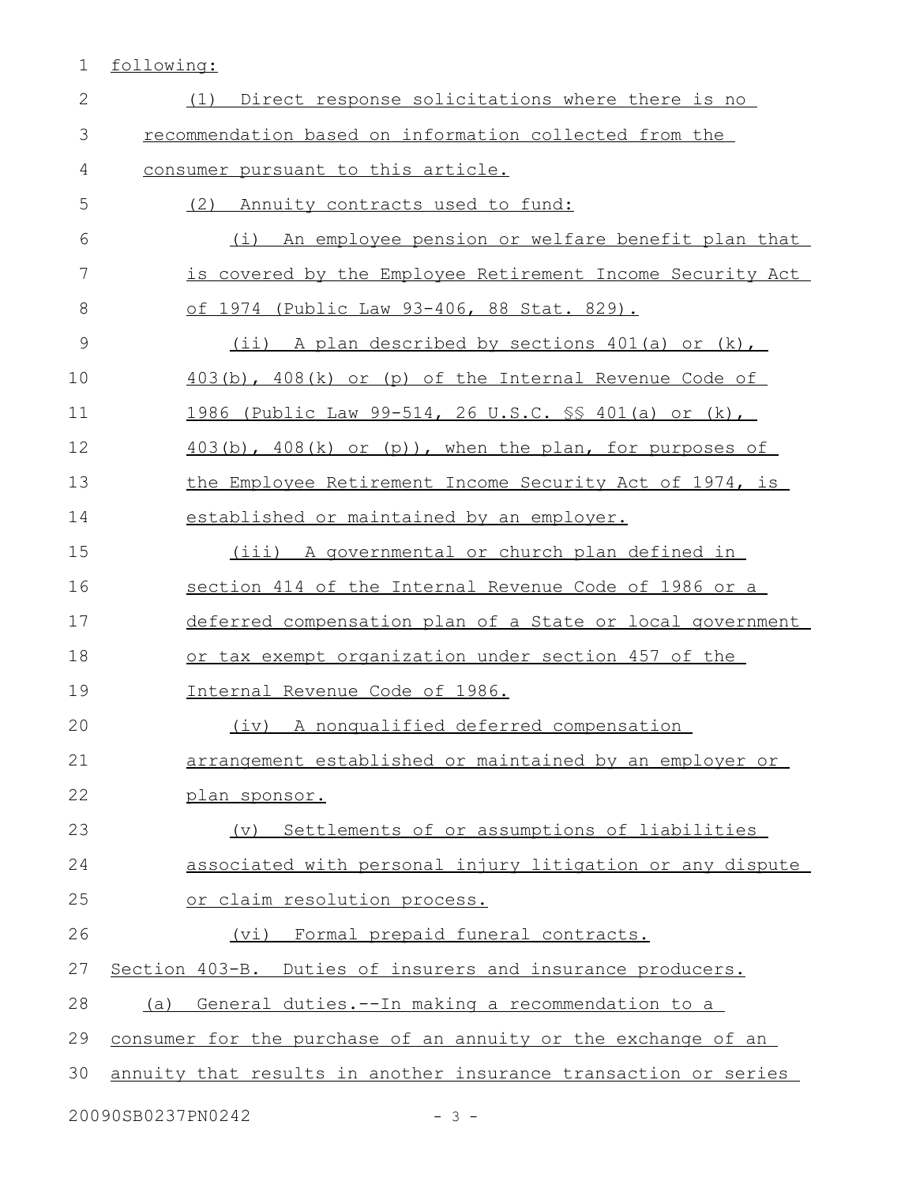following:

(1) Direct response solicitations where there is no recommendation based on information collected from the consumer pursuant to this article.

(2) Annuity contracts used to fund:

(i) An employee pension or welfare benefit plan that is covered by the Employee Retirement Income Security Act of 1974 (Public Law 93-406, 88 Stat. 829).

(ii) A plan described by sections 401(a) or (k), 403(b), 408(k) or (p) of the Internal Revenue Code of 1986 (Public Law 99-514, 26 U.S.C. §§ 401(a) or (k), 403(b), 408(k) or (p)), when the plan, for purposes of the Employee Retirement Income Security Act of 1974, is established or maintained by an employer.

(iii) A governmental or church plan defined in section 414 of the Internal Revenue Code of 1986 or a deferred compensation plan of a State or local government or tax exempt organization under section 457 of the Internal Revenue Code of 1986.

(iv) A nonqualified deferred compensation arrangement established or maintained by an employer or plan sponsor.

(v) Settlements of or assumptions of liabilities associated with personal injury litigation or any dispute or claim resolution process.

(vi) Formal prepaid funeral contracts.

Section 403-B. Duties of insurers and insurance producers.

(a) General duties.--In making a recommendation to a consumer for the purchase of an annuity or the exchange of an annuity that results in another insurance transaction or series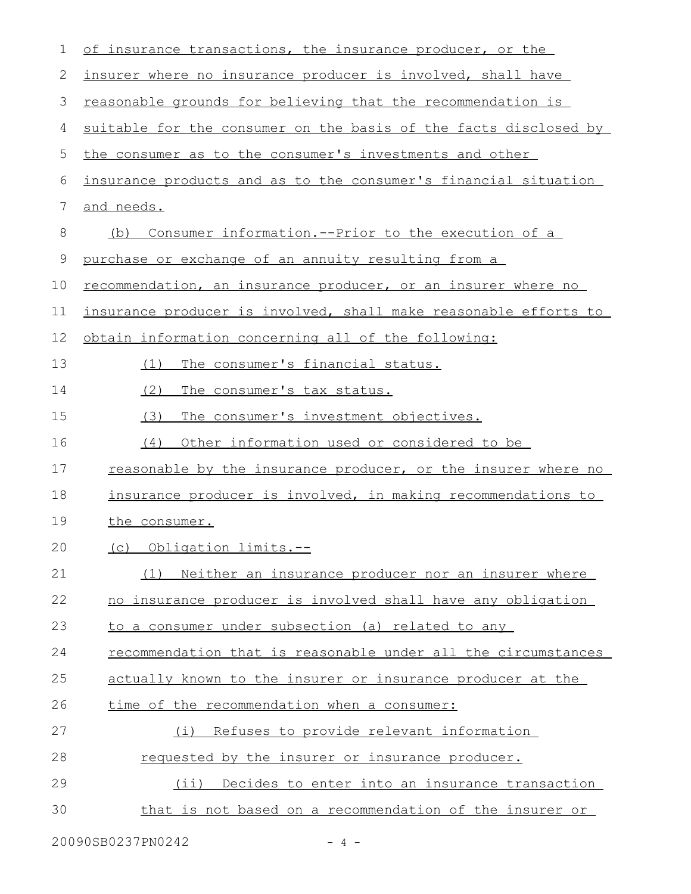of insurance transactions, the insurance producer, or the insurer where no insurance producer is involved, shall have reasonable grounds for believing that the recommendation is suitable for the consumer on the basis of the facts disclosed by the consumer as to the consumer's investments and other insurance products and as to the consumer's financial situation and needs.

(b) Consumer information.--Prior to the execution of a purchase or exchange of an annuity resulting from a recommendation, an insurance producer, or an insurer where no insurance producer is involved, shall make reasonable efforts to obtain information concerning all of the following:

(1) The consumer's financial status.

(2) The consumer's tax status.

(3) The consumer's investment objectives.

(4) Other information used or considered to be reasonable by the insurance producer, or the insurer where no insurance producer is involved, in making recommendations to the consumer.

(c) Obligation limits.--

(1) Neither an insurance producer nor an insurer where no insurance producer is involved shall have any obligation to a consumer under subsection (a) related to any recommendation that is reasonable under all the circumstances actually known to the insurer or insurance producer at the time of the recommendation when a consumer:

(i) Refuses to provide relevant information requested by the insurer or insurance producer.

(ii) Decides to enter into an insurance transaction that is not based on a recommendation of the insurer or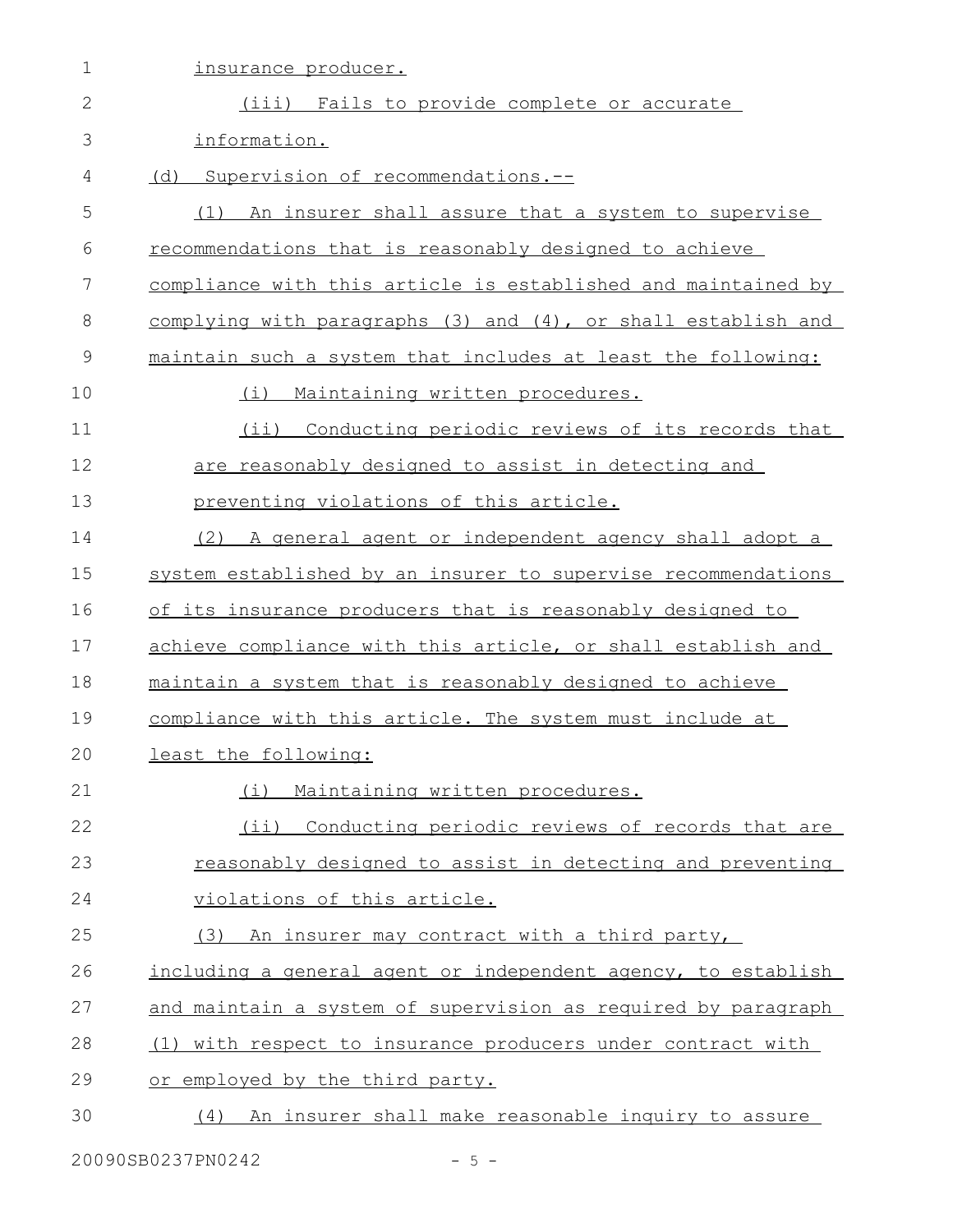insurance producer.

(iii) Fails to provide complete or accurate information.

(d) Supervision of recommendations.--

(1) An insurer shall assure that a system to supervise recommendations that is reasonably designed to achieve compliance with this article is established and maintained by complying with paragraphs (3) and (4), or shall establish and maintain such a system that includes at least the following:

(i) Maintaining written procedures.

(ii) Conducting periodic reviews of its records that are reasonably designed to assist in detecting and preventing violations of this article.

(2) A general agent or independent agency shall adopt a system established by an insurer to supervise recommendations of its insurance producers that is reasonably designed to achieve compliance with this article, or shall establish and maintain a system that is reasonably designed to achieve compliance with this article. The system must include at least the following:

(i) Maintaining written procedures.

(ii) Conducting periodic reviews of records that are reasonably designed to assist in detecting and preventing violations of this article.

(3) An insurer may contract with a third party, including a general agent or independent agency, to establish and maintain a system of supervision as required by paragraph (1) with respect to insurance producers under contract with or employed by the third party.

(4) An insurer shall make reasonable inquiry to assure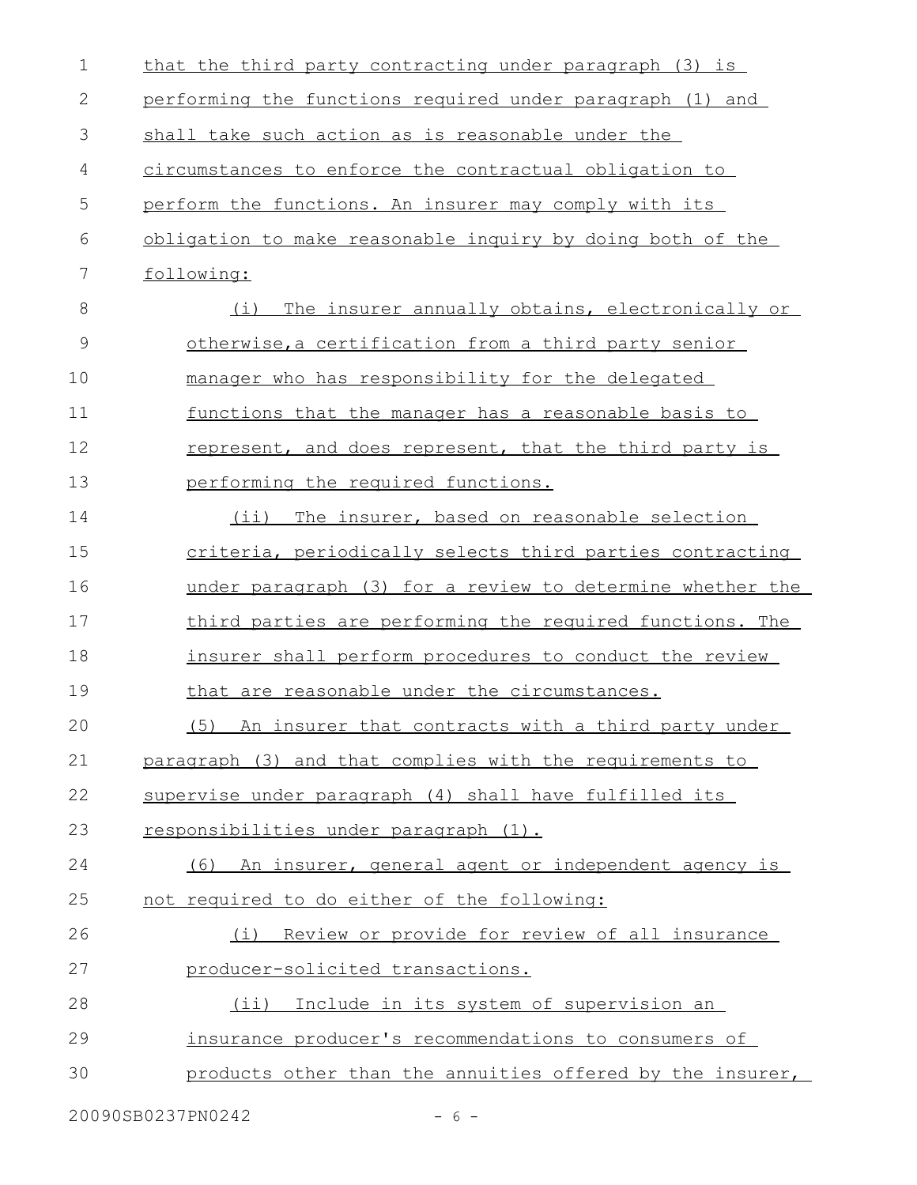that the third party contracting under paragraph (3) is performing the functions required under paragraph (1) and shall take such action as is reasonable under the circumstances to enforce the contractual obligation to perform the functions. An insurer may comply with its obligation to make reasonable inquiry by doing both of the following:

(i) The insurer annually obtains, electronically or otherwise,a certification from a third party senior manager who has responsibility for the delegated functions that the manager has a reasonable basis to represent, and does represent, that the third party is performing the required functions.

(ii) The insurer, based on reasonable selection criteria, periodically selects third parties contracting under paragraph (3) for a review to determine whether the third parties are performing the required functions. The insurer shall perform procedures to conduct the review that are reasonable under the circumstances.

(5) An insurer that contracts with a third party under paragraph (3) and that complies with the requirements to supervise under paragraph (4) shall have fulfilled its responsibilities under paragraph (1).

(6) An insurer, general agent or independent agency is not required to do either of the following:

(i) Review or provide for review of all insurance producer-solicited transactions.

(ii) Include in its system of supervision an insurance producer's recommendations to consumers of products other than the annuities offered by the insurer,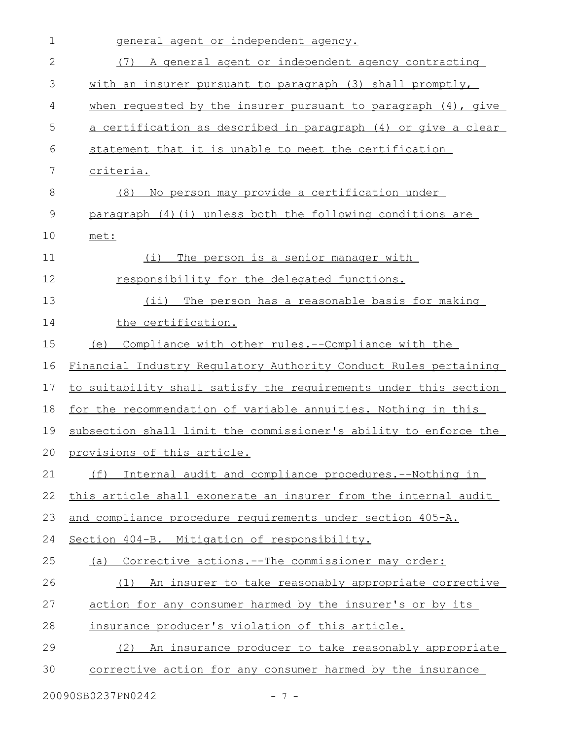general agent or independent agency.

(7) A general agent or independent agency contracting with an insurer pursuant to paragraph (3) shall promptly, when requested by the insurer pursuant to paragraph (4), give a certification as described in paragraph (4) or give a clear statement that it is unable to meet the certification criteria.

(8) No person may provide a certification under paragraph (4)(i) unless both the following conditions are met:

(i) The person is a senior manager with responsibility for the delegated functions.

(ii) The person has a reasonable basis for making the certification.

(e) Compliance with other rules.--Compliance with the Financial Industry Regulatory Authority Conduct Rules pertaining to suitability shall satisfy the requirements under this section for the recommendation of variable annuities. Nothing in this subsection shall limit the commissioner's ability to enforce the provisions of this article.

(f) Internal audit and compliance procedures.--Nothing in this article shall exonerate an insurer from the internal audit and compliance procedure requirements under section 405-A.

Section 404-B. Mitigation of responsibility.

(a) Corrective actions.--The commissioner may order:

(1) An insurer to take reasonably appropriate corrective action for any consumer harmed by the insurer's or by its insurance producer's violation of this article.

(2) An insurance producer to take reasonably appropriate corrective action for any consumer harmed by the insurance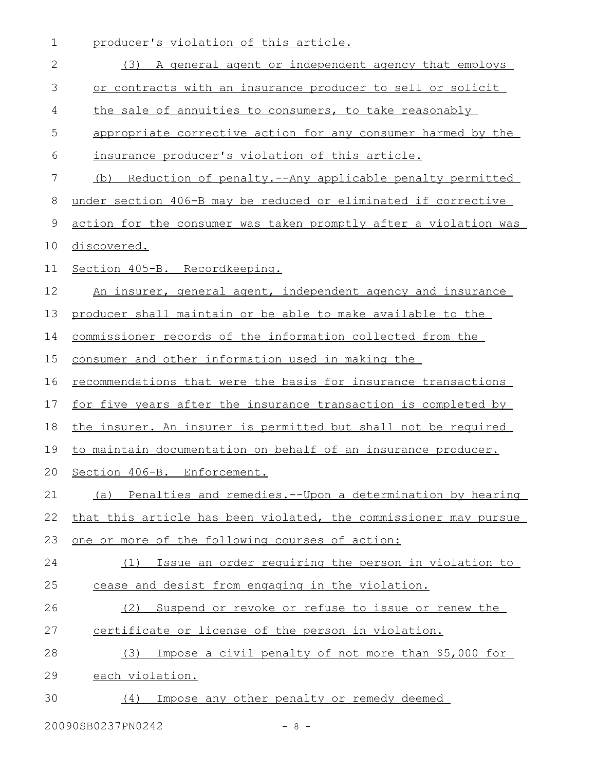producer's violation of this article.

(3) A general agent or independent agency that employs or contracts with an insurance producer to sell or solicit the sale of annuities to consumers, to take reasonably appropriate corrective action for any consumer harmed by the insurance producer's violation of this article.

(b) Reduction of penalty.--Any applicable penalty permitted under section 406-B may be reduced or eliminated if corrective action for the consumer was taken promptly after a violation was discovered.

Section 405-B. Recordkeeping.

An insurer, general agent, independent agency and insurance producer shall maintain or be able to make available to the commissioner records of the information collected from the consumer and other information used in making the recommendations that were the basis for insurance transactions for five years after the insurance transaction is completed by the insurer. An insurer is permitted but shall not be required to maintain documentation on behalf of an insurance producer.

Section 406-B. Enforcement.

(a) Penalties and remedies.--Upon a determination by hearing that this article has been violated, the commissioner may pursue one or more of the following courses of action:

(1) Issue an order requiring the person in violation to cease and desist from engaging in the violation.

(2) Suspend or revoke or refuse to issue or renew the certificate or license of the person in violation.

(3) Impose a civil penalty of not more than $5,000 for each violation.

(4) Impose any other penalty or remedy deemed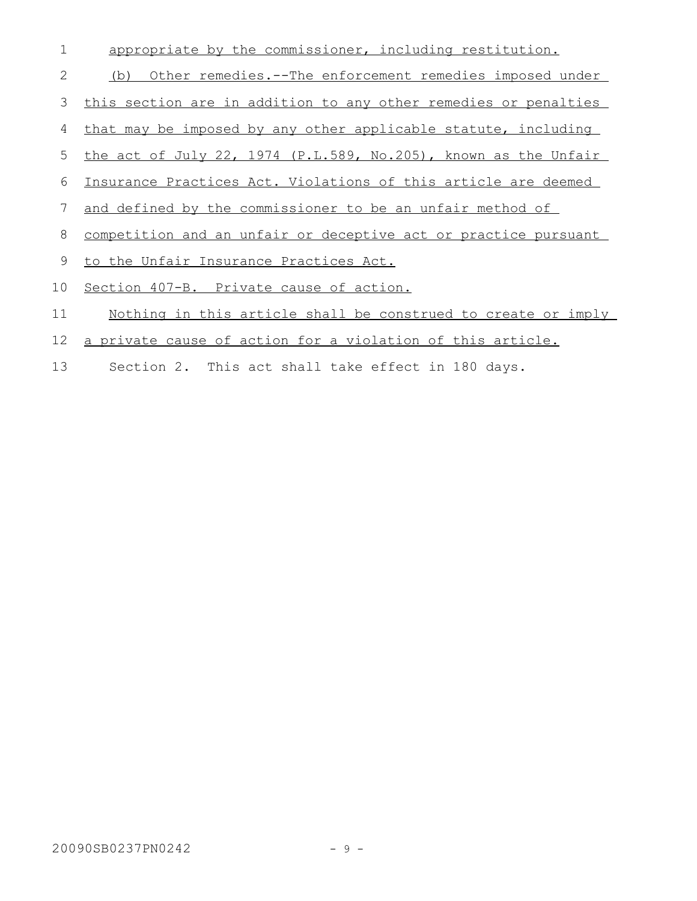appropriate by the commissioner, including restitution.

(b) Other remedies.--The enforcement remedies imposed under this section are in addition to any other remedies or penalties that may be imposed by any other applicable statute, including the act of July 22, 1974 (P.L.589, No.205), known as the Unfair Insurance Practices Act. Violations of this article are deemed and defined by the commissioner to be an unfair method of competition and an unfair or deceptive act or practice pursuant to the Unfair Insurance Practices Act.

Section 407-B. Private cause of action.

Nothing in this article shall be construed to create or imply a private cause of action for a violation of this article.

Section 2. This act shall take effect in 180 days.